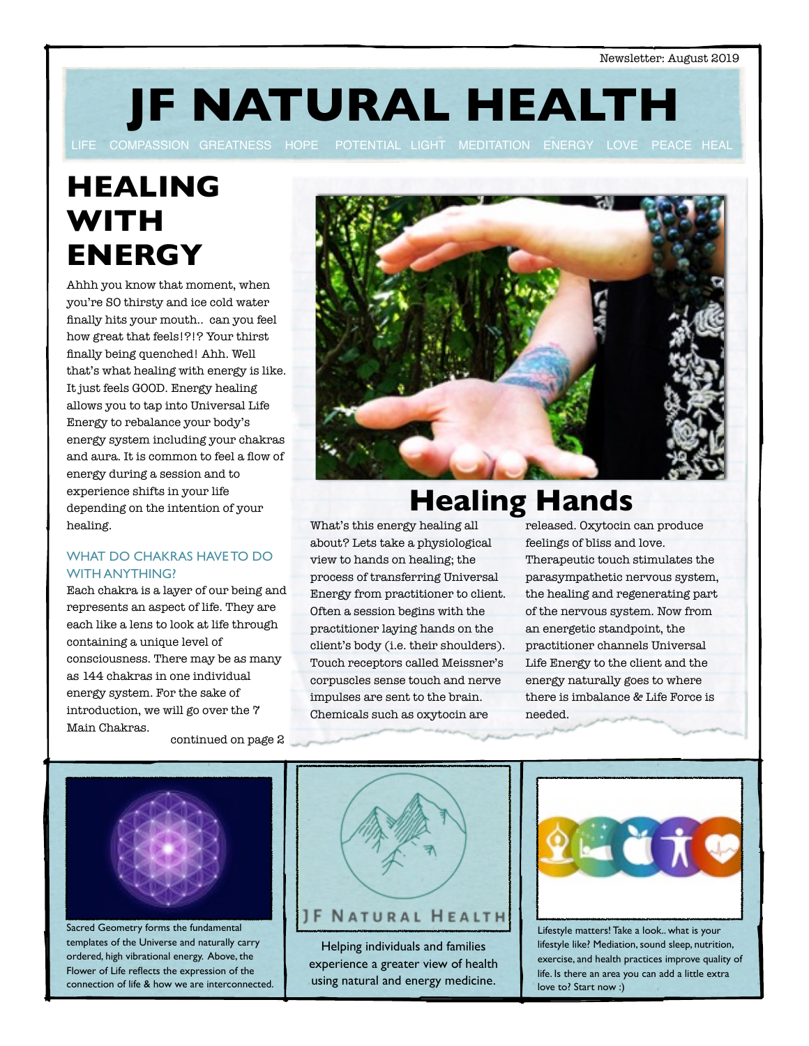Newsletter: August 2019

# JF NATURAL HEALTH

LIFE COMPASSION GREATNESS HOPE POTENTIAL LIGHT MEDITATION ENERGY LOVE PEACE HEAL

## HEALING WITH ENERGY

Ahhh you know that moment, when you're SO thirsty and ice cold water finally hits your mouth.. can you feel how great that feels!?!? Your thirst finally being quenched! Ahh. Well that's what healing with energy is like. It just feels GOOD. Energy healing allows you to tap into Universal Life Energy to rebalance your body's energy system including your chakras and aura. It is common to feel a flow of energy during a session and to experience shifts in your life depending on the intention of your healing.

### WHAT DO CHAKRAS HAVE TO DO WITH ANYTHING?

Each chakra is a layer of our being and represents an aspect of life. They are each like a lens to look at life through containing a unique level of consciousness. There may be as many as 144 chakras in one individual energy system. For the sake of introduction, we will go over the 7 Main Chakras.

continued on page 2

## Healing Hands

What's this energy healing all about? Lets take a physiological view to hands on healing; the process of transferring Universal Energy from practitioner to client. Often a session begins with the practitioner laying hands on the client's body (i.e. their shoulders). Touch receptors called Meissner's corpuscles sense touch and nerve impulses are sent to the brain. Chemicals such as oxytocin are released. Oxytocin can produce feelings of bliss and love. Therapeutic touch stimulates the parasympathetic nervous system, the healing and regenerating part of the nervous system. Now from an energetic standpoint, the practitioner channels Universal Life Energy to the client and the energy naturally goes to where there is imbalance & Life Force is needed.

Sacred Geometry forms the fundamental templates of the Universe and naturally carry ordered, high vibrational energy. Above, the Flower of Life reflects the expression of the connection of life & how we are interconnected.

JF NATURAL HEALTH

Helping individuals and families experience a greater view of health using natural and energy medicine.

Lifestyle matters! Take a look.. what is your lifestyle like? Mediation, sound sleep, nutrition, exercise, and health practices improve quality of life. Is there an area you can add a little extra love to? Start now :)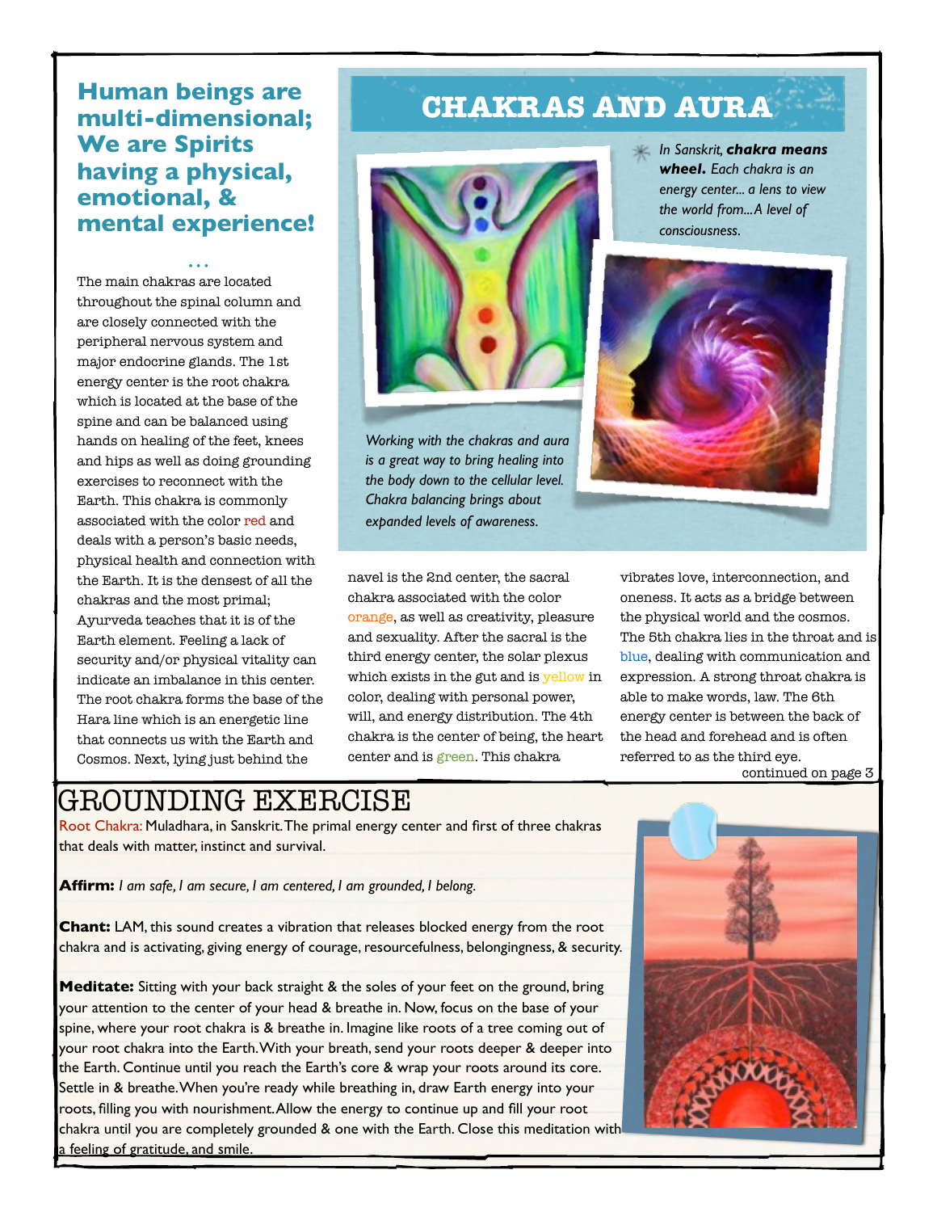## Human beings are multi-dimensional; We are Spirits having a physical, emotional, & mental experience!

...

The main chakras are located throughout the spinal column and are closely connected with the peripheral nervous system and major endocrine glands. The 1st energy center is the root chakra which is located at the base of the spine and can be balanced using hands on healing of the feet, knees and hips as well as doing grounding exercises to reconnect with the Earth. This chakra is commonly associated with the color red and deals with a person's basic needs, physical health and connection with the Earth. It is the densest of all the chakras and the most primal; Ayurveda teaches that it is of the Earth element. Feeling a lack of security and/or physical vitality can indicate an imbalance in this center. The root chakra forms the base of the Hara line which is an energetic line that connects us with the Earth and Cosmos. Next, lying just behind the navel is the 2nd center, the sacral chakra associated with the color orange, as well as creativity, pleasure and sexuality. After the sacral is the third energy center, the solar plexus which exists in the gut and is yellow in color, dealing with personal power, will, and energy distribution. The 4th chakra is the center of being, the heart center and is green. This chakra vibrates love, interconnection, and oneness. It acts as a bridge between the physical world and the cosmos. The 5th chakra lies in the throat and is blue, dealing with communication and expression. A strong throat chakra is able to make words, law. The 6th energy center is between the back of the head and forehead and is often referred to as the third eye.

continued on page 3

# CHAKRAS AND AURA

*In Sanskrit,* ***chakra means wheel.*** *Each chakra is an energy center... a lens to view the world from... A level of consciousness.*

*Working with the chakras and aura is a great way to bring healing into the body down to the cellular level. Chakra balancing brings about expanded levels of awareness.*

# GROUNDING EXERCISE

Root Chakra: Muladhara, in Sanskrit. The primal energy center and first of three chakras that deals with matter, instinct and survival.

**Affirm:** *I am safe, I am secure, I am centered, I am grounded, I belong.*

**Chant:** LAM, this sound creates a vibration that releases blocked energy from the root chakra and is activating, giving energy of courage, resourcefulness, belongingness, & security.

**Meditate:** Sitting with your back straight & the soles of your feet on the ground, bring your attention to the center of your head & breathe in. Now, focus on the base of your spine, where your root chakra is & breathe in. Imagine like roots of a tree coming out of your root chakra into the Earth. With your breath, send your roots deeper & deeper into the Earth. Continue until you reach the Earth's core & wrap your roots around its core. Settle in & breathe. When you're ready while breathing in, draw Earth energy into your roots, filling you with nourishment. Allow the energy to continue up and fill your root chakra until you are completely grounded & one with the Earth. Close this meditation with a feeling of gratitude, and smile.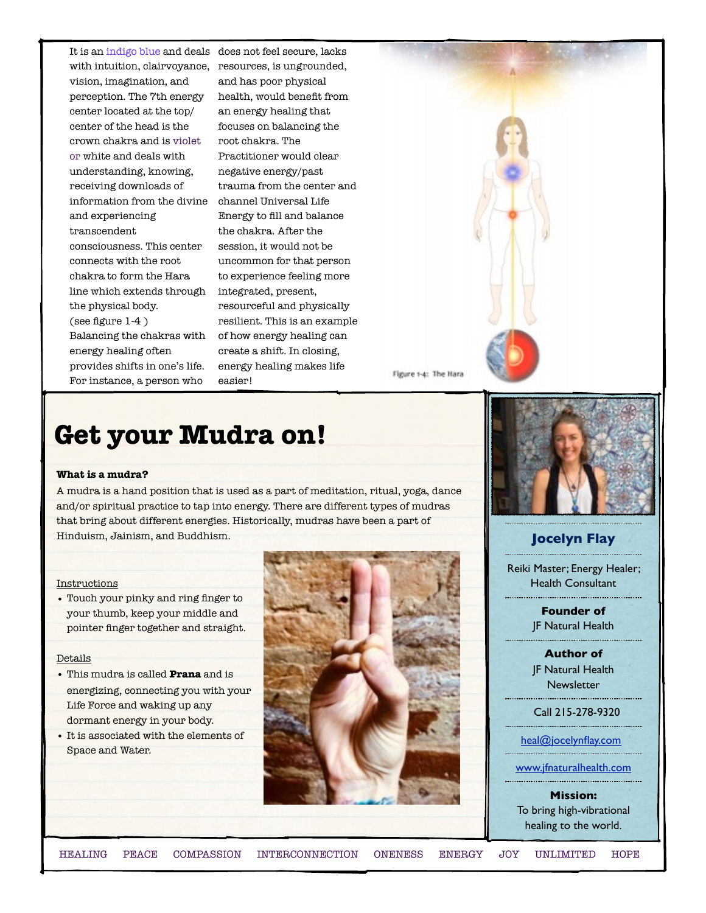It is an indigo blue and deals with intuition, clairvoyance, vision, imagination, and perception. The 7th energy center located at the top/center of the head is the crown chakra and is violet or white and deals with understanding, knowing, receiving downloads of information from the divine and experiencing transcendent consciousness. This center connects with the root chakra to form the Hara line which extends through the physical body. (see figure 1-4 ) Balancing the chakras with energy healing often provides shifts in one's life. For instance, a person who does not feel secure, lacks resources, is ungrounded, and has poor physical health, would benefit from an energy healing that focuses on balancing the root chakra. The Practitioner would clear negative energy/past trauma from the center and channel Universal Life Energy to fill and balance the chakra. After the session, it would not be uncommon for that person to experience feeling more integrated, present, resourceful and physically resilient. This is an example of how energy healing can create a shift. In closing, energy healing makes life easier!

Figure 1-4: The Hara

# Get your Mudra on!

**What is a mudra?**

A mudra is a hand position that is used as a part of meditation, ritual, yoga, dance and/or spiritual practice to tap into energy. There are different types of mudras that bring about different energies. Historically, mudras have been a part of Hinduism, Jainism, and Buddhism.

Instructions

- Touch your pinky and ring finger to your thumb, keep your middle and pointer finger together and straight.

Details

- This mudra is called **Prana** and is energizing, connecting you with your Life Force and waking up any dormant energy in your body.
- It is associated with the elements of Space and Water.

## Jocelyn Flay

Reiki Master; Energy Healer; Health Consultant

**Founder of**
JF Natural Health

**Author of**
JF Natural Health Newsletter

Call 215-278-9320

heal@jocelynflay.com

www.jfnaturalhealth.com

**Mission:**
To bring high-vibrational healing to the world.

HEALING PEACE COMPASSION INTERCONNECTION ONENESS ENERGY JOY UNLIMITED HOPE